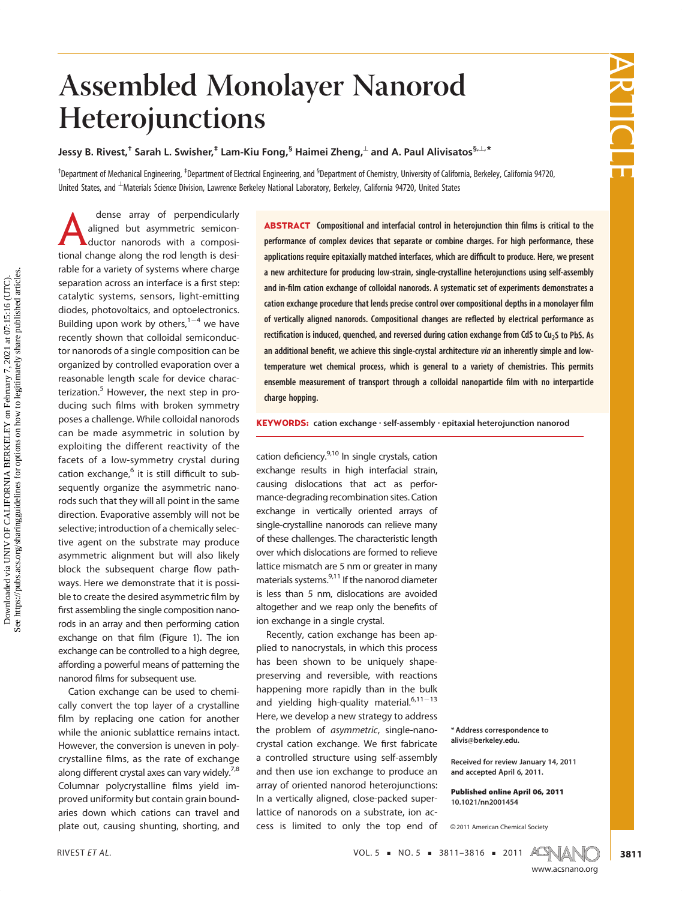# Assembled Monolayer Nanorod Heterojunctions

**Jessy B. Rivest,[†] Sarah L. Swisher,[‡] Lam-Kiu Fong,[§] Haimei Zheng,[⊥] and A. Paul Alivisatos[§,⊥,*]**

[†]Department of Mechanical Engineering, [‡]Department of Electrical Engineering, and [§]Department of Chemistry, University of California, Berkeley, California 94720, United States, and [⊥]Materials Science Division, Lawrence Berkeley National Laboratory, Berkeley, California 94720, United States

**ABSTRACT** Compositional and interfacial control in heterojunction thin films is critical to the performance of complex devices that separate or combine charges. For high performance, these applications require epitaxially matched interfaces, which are difficult to produce. Here, we present a new architecture for producing low-strain, single-crystalline heterojunctions using self-assembly and in-film cation exchange of colloidal nanorods. A systematic set of experiments demonstrates a cation exchange procedure that lends precise control over compositional depths in a monolayer film of vertically aligned nanorods. Compositional changes are reflected by electrical performance as rectification is induced, quenched, and reversed during cation exchange from CdS to $Cu_2S$ to PbS. As an additional benefit, we achieve this single-crystal architecture *via* an inherently simple and low-temperature wet chemical process, which is general to a variety of chemistries. This permits ensemble measurement of transport through a colloidal nanoparticle film with no interparticle charge hopping.

**KEYWORDS:** cation exchange · self-assembly · epitaxial heterojunction nanorod

A dense array of perpendicularly aligned but asymmetric semiconductor nanorods with a compositional change along the rod length is desirable for a variety of systems where charge separation across an interface is a first step: catalytic systems, sensors, light-emitting diodes, photovoltaics, and optoelectronics. Building upon work by others,[1−4] we have recently shown that colloidal semiconductor nanorods of a single composition can be organized by controlled evaporation over a reasonable length scale for device characterization.[5] However, the next step in producing such films with broken symmetry poses a challenge. While colloidal nanorods can be made asymmetric in solution by exploiting the different reactivity of the facets of a low-symmetry crystal during cation exchange,[6] it is still difficult to subsequently organize the asymmetric nanorods such that they will all point in the same direction. Evaporative assembly will not be selective; introduction of a chemically selective agent on the substrate may produce asymmetric alignment but will also likely block the subsequent charge flow pathways. Here we demonstrate that it is possible to create the desired asymmetric film by first assembling the single composition nanorods in an array and then performing cation exchange on that film (Figure 1). The ion exchange can be controlled to a high degree, affording a powerful means of patterning the nanorod films for subsequent use.

Cation exchange can be used to chemically convert the top layer of a crystalline film by replacing one cation for another while the anionic sublattice remains intact. However, the conversion is uneven in polycrystalline films, as the rate of exchange along different crystal axes can vary widely.[7,8] Columnar polycrystalline films yield improved uniformity but contain grain boundaries down which cations can travel and plate out, causing shunting, shorting, and cation deficiency.[9,10] In single crystals, cation exchange results in high interfacial strain, causing dislocations that act as performance-degrading recombination sites. Cation exchange in vertically oriented arrays of single-crystalline nanorods can relieve many of these challenges. The characteristic length over which dislocations are formed to relieve lattice mismatch are 5 nm or greater in many materials systems.[9,11] If the nanorod diameter is less than 5 nm, dislocations are avoided altogether and we reap only the benefits of ion exchange in a single crystal.

Recently, cation exchange has been applied to nanocrystals, in which this process has been shown to be uniquely shape-preserving and reversible, with reactions happening more rapidly than in the bulk and yielding high-quality material.[6,11−13] Here, we develop a new strategy to address the problem of *asymmetric*, single-nanocrystal cation exchange. We first fabricate a controlled structure using self-assembly and then use ion exchange to produce an array of oriented nanorod heterojunctions: In a vertically aligned, close-packed superlattice of nanorods on a substrate, ion access is limited to only the top end of

\* Address correspondence to alivis@berkeley.edu.

Received for review January 14, 2011 and accepted April 6, 2011.

Published online April 06, 2011 10.1021/nn2001454

© 2011 American Chemical Society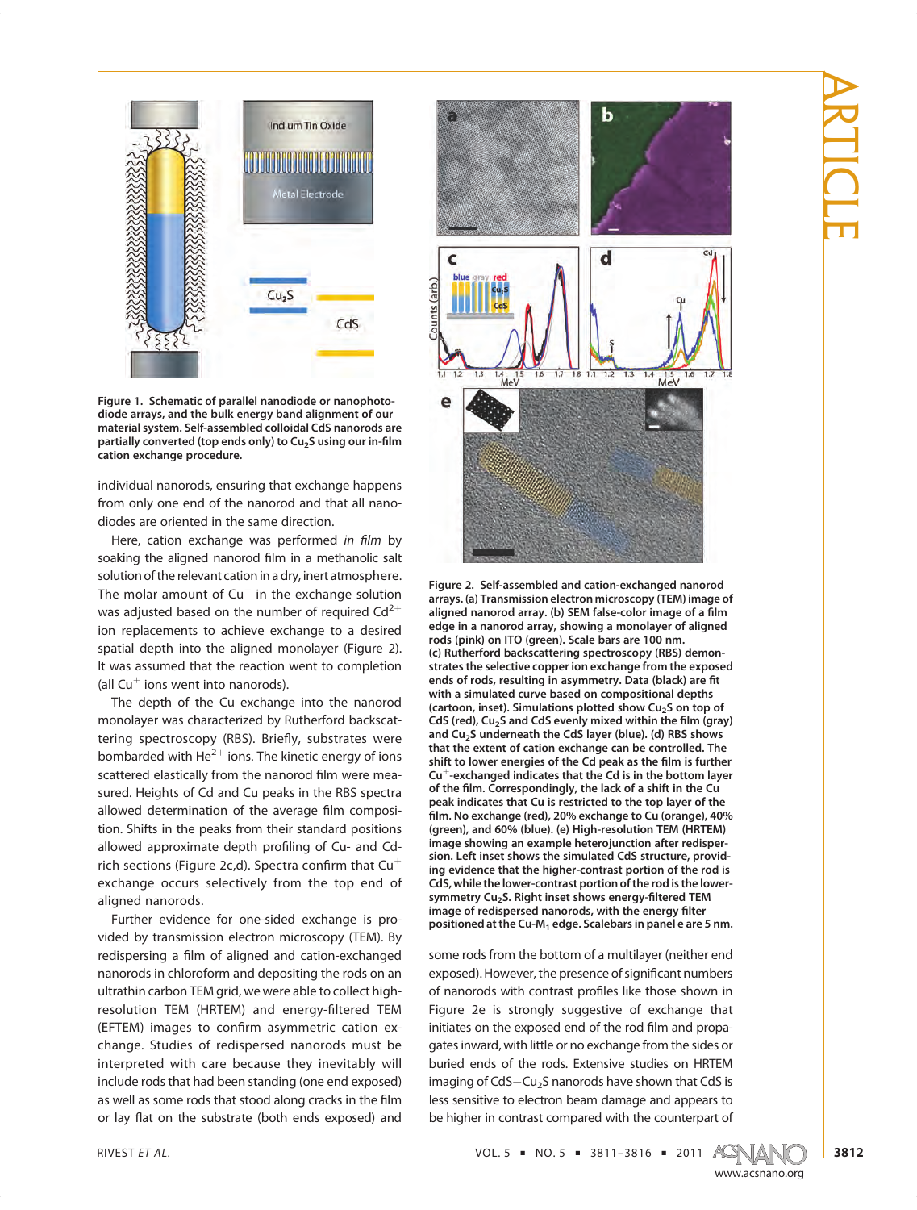**Figure 1. Schematic of parallel nanodiode or nanophotodiode arrays, and the bulk energy band alignment of our material system. Self-assembled colloidal CdS nanorods are partially converted (top ends only) to $Cu_2S$ using our in-film cation exchange procedure.**

individual nanorods, ensuring that exchange happens from only one end of the nanorod and that all nanodiodes are oriented in the same direction.

Here, cation exchange was performed *in film* by soaking the aligned nanorod film in a methanolic salt solution of the relevant cation in a dry, inert atmosphere. The molar amount of $Cu^{+}$ in the exchange solution was adjusted based on the number of required $Cd^{2+}$ ion replacements to achieve exchange to a desired spatial depth into the aligned monolayer (Figure 2). It was assumed that the reaction went to completion (all $Cu^{+}$ ions went into nanorods).

The depth of the Cu exchange into the nanorod monolayer was characterized by Rutherford backscattering spectroscopy (RBS). Briefly, substrates were bombarded with $He^{2+}$ ions. The kinetic energy of ions scattered elastically from the nanorod film were measured. Heights of Cd and Cu peaks in the RBS spectra allowed determination of the average film composition. Shifts in the peaks from their standard positions allowed approximate depth profiling of Cu- and Cd-rich sections (Figure 2c,d). Spectra confirm that $Cu^{+}$ exchange occurs selectively from the top end of aligned nanorods.

Further evidence for one-sided exchange is provided by transmission electron microscopy (TEM). By redispersing a film of aligned and cation-exchanged nanorods in chloroform and depositing the rods on an ultrathin carbon TEM grid, we were able to collect high-resolution TEM (HRTEM) and energy-filtered TEM (EFTEM) images to confirm asymmetric cation exchange. Studies of redispersed nanorods must be interpreted with care because they inevitably will include rods that had been standing (one end exposed) as well as some rods that stood along cracks in the film or lay flat on the substrate (both ends exposed) and some rods from the bottom of a multilayer (neither end exposed). However, the presence of significant numbers of nanorods with contrast profiles like those shown in Figure 2e is strongly suggestive of exchange that initiates on the exposed end of the rod film and propagates inward, with little or no exchange from the sides or buried ends of the rods. Extensive studies on HRTEM imaging of CdS−$Cu_2S$ nanorods have shown that CdS is less sensitive to electron beam damage and appears to be higher in contrast compared with the counterpart of

**Figure 2. Self-assembled and cation-exchanged nanorod arrays. (a) Transmission electron microscopy (TEM) image of aligned nanorod array. (b) SEM false-color image of a film edge in a nanorod array, showing a monolayer of aligned rods (pink) on ITO (green). Scale bars are 100 nm. (c) Rutherford backscattering spectroscopy (RBS) demonstrates the selective copper ion exchange from the exposed ends of rods, resulting in asymmetry. Data (black) are fit with a simulated curve based on compositional depths (cartoon, inset). Simulations plotted show $Cu_2S$ on top of CdS (red), $Cu_2S$ and CdS evenly mixed within the film (gray) and $Cu_2S$ underneath the CdS layer (blue). (d) RBS shows that the extent of cation exchange can be controlled. The shift to lower energies of the Cd peak as the film is further $Cu^{+}$-exchanged indicates that the Cd is in the bottom layer of the film. Correspondingly, the lack of a shift in the Cu peak indicates that Cu is restricted to the top layer of the film. No exchange (red), 20% exchange to Cu (orange), 40% (green), and 60% (blue). (e) High-resolution TEM (HRTEM) image showing an example heterojunction after redispersion. Left inset shows the simulated CdS structure, providing evidence that the higher-contrast portion of the rod is CdS, while the lower-contrast portion of the rod is the lower-symmetry $Cu_2S$. Right inset shows energy-filtered TEM image of redispersed nanorods, with the energy filter positioned at the Cu-$M_1$ edge. Scalebars in panel e are 5 nm.**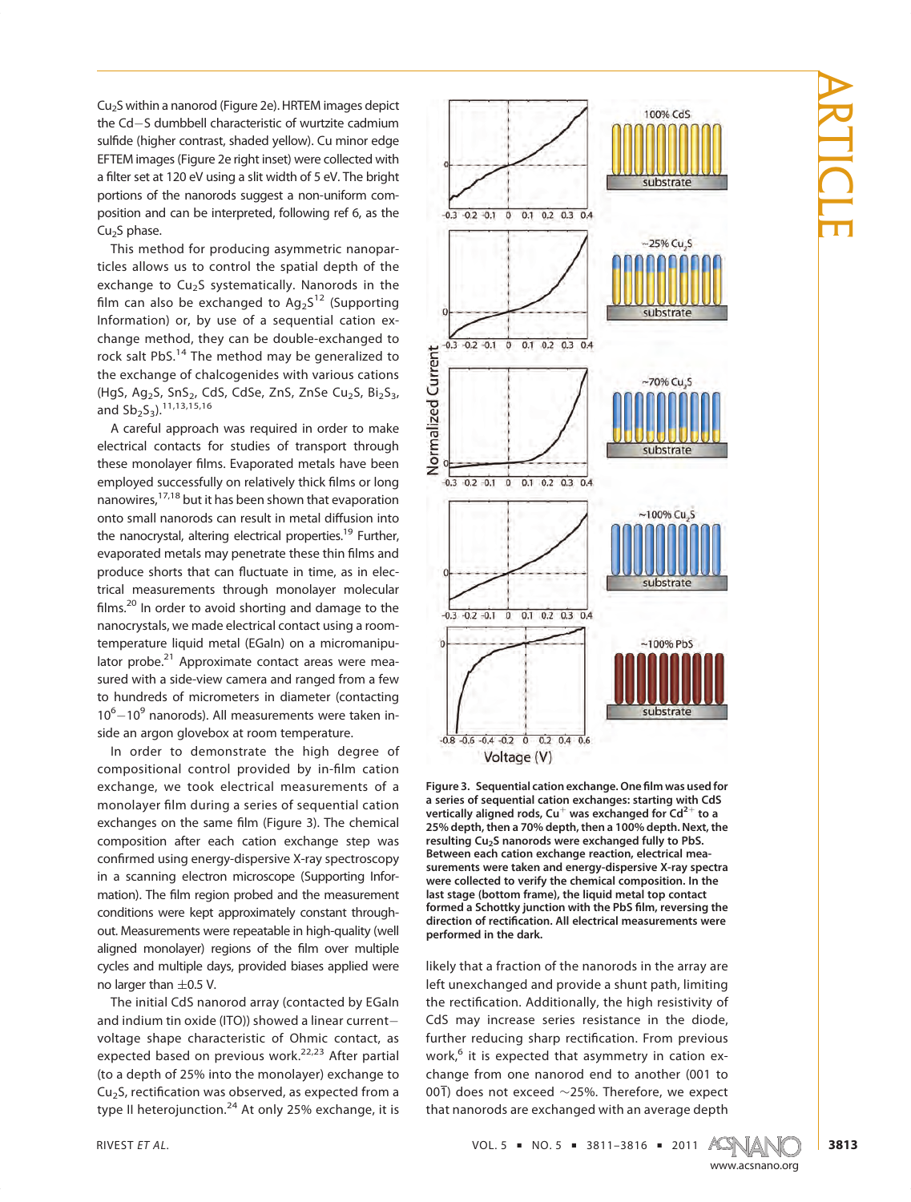$Cu_2S$ within a nanorod (Figure 2e). HRTEM images depict the Cd−S dumbbell characteristic of wurtzite cadmium sulfide (higher contrast, shaded yellow). Cu minor edge EFTEM images (Figure 2e right inset) were collected with a filter set at 120 eV using a slit width of 5 eV. The bright portions of the nanorods suggest a non-uniform composition and can be interpreted, following ref 6, as the $Cu_2S$ phase.

This method for producing asymmetric nanoparticles allows us to control the spatial depth of the exchange to $Cu_2S$ systematically. Nanorods in the film can also be exchanged to $Ag_2S$[12] (Supporting Information) or, by use of a sequential cation exchange method, they can be double-exchanged to rock salt PbS.[14] The method may be generalized to the exchange of chalcogenides with various cations (HgS, $Ag_2S$, $SnS_2$, CdS, CdSe, ZnS, ZnSe $Cu_2S$, $Bi_2S_3$, and $Sb_2S_3$).[11,13,15,16]

A careful approach was required in order to make electrical contacts for studies of transport through these monolayer films. Evaporated metals have been employed successfully on relatively thick films or long nanowires,[17,18] but it has been shown that evaporation onto small nanorods can result in metal diffusion into the nanocrystal, altering electrical properties.[19] Further, evaporated metals may penetrate these thin films and produce shorts that can fluctuate in time, as in electrical measurements through monolayer molecular films.[20] In order to avoid shorting and damage to the nanocrystals, we made electrical contact using a room-temperature liquid metal (EGaIn) on a micromanipulator probe.[21] Approximate contact areas were measured with a side-view camera and ranged from a few to hundreds of micrometers in diameter (contacting $10^6$−$10^9$ nanorods). All measurements were taken inside an argon glovebox at room temperature.

In order to demonstrate the high degree of compositional control provided by in-film cation exchange, we took electrical measurements of a monolayer film during a series of sequential cation exchanges on the same film (Figure 3). The chemical composition after each cation exchange step was confirmed using energy-dispersive X-ray spectroscopy in a scanning electron microscope (Supporting Information). The film region probed and the measurement conditions were kept approximately constant throughout. Measurements were repeatable in high-quality (well aligned monolayer) regions of the film over multiple cycles and multiple days, provided biases applied were no larger than ±0.5 V.

The initial CdS nanorod array (contacted by EGaIn and indium tin oxide (ITO)) showed a linear current−voltage shape characteristic of Ohmic contact, as expected based on previous work.[22,23] After partial (to a depth of 25% into the monolayer) exchange to $Cu_2S$, rectification was observed, as expected from a type II heterojunction.[24] At only 25% exchange, it is likely that a fraction of the nanorods in the array are left unexchanged and provide a shunt path, limiting the rectification. Additionally, the high resistivity of CdS may increase series resistance in the diode, further reducing sharp rectification. From previous work,[6] it is expected that asymmetry in cation exchange from one nanorod end to another (001 to 00$\bar{1}$) does not exceed ~25%. Therefore, we expect that nanorods are exchanged with an average depth

**Figure 3. Sequential cation exchange. One film was used for a series of sequential cation exchanges: starting with CdS vertically aligned rods, $Cu^+$ was exchanged for $Cd^{2+}$ to a 25% depth, then a 70% depth, then a 100% depth. Next, the resulting $Cu_2S$ nanorods were exchanged fully to PbS. Between each cation exchange reaction, electrical measurements were taken and energy-dispersive X-ray spectra were collected to verify the chemical composition. In the last stage (bottom frame), the liquid metal top contact formed a Schottky junction with the PbS film, reversing the direction of rectification. All electrical measurements were performed in the dark.**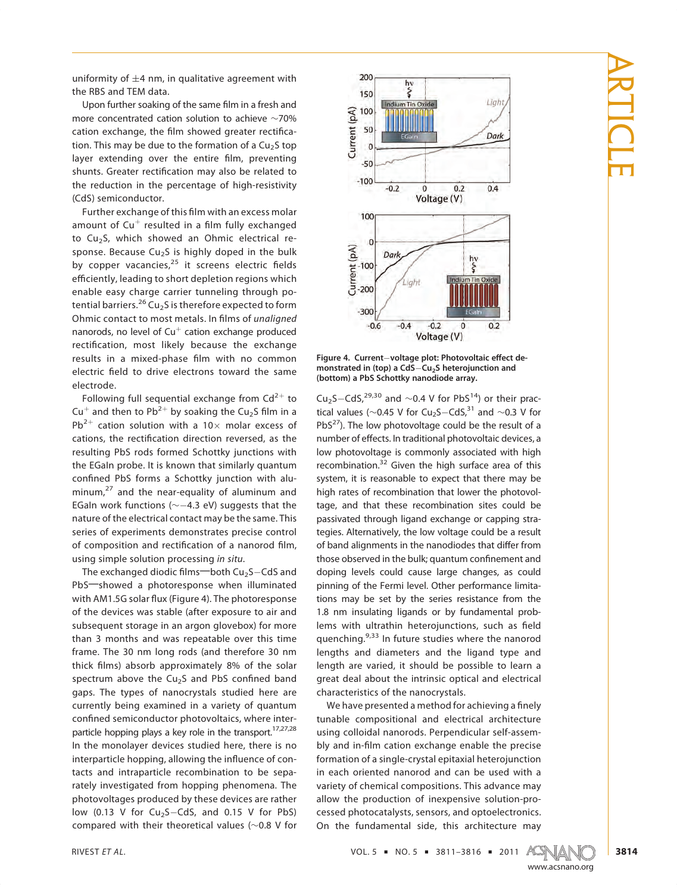uniformity of ±4 nm, in qualitative agreement with the RBS and TEM data.

Upon further soaking of the same film in a fresh and more concentrated cation solution to achieve ~70% cation exchange, the film showed greater rectification. This may be due to the formation of a $Cu_2S$ top layer extending over the entire film, preventing shunts. Greater rectification may also be related to the reduction in the percentage of high-resistivity (CdS) semiconductor.

Further exchange of this film with an excess molar amount of $Cu^+$ resulted in a film fully exchanged to $Cu_2S$, which showed an Ohmic electrical response. Because $Cu_2S$ is highly doped in the bulk by copper vacancies,[25] it screens electric fields efficiently, leading to short depletion regions which enable easy charge carrier tunneling through potential barriers.[26] $Cu_2S$ is therefore expected to form Ohmic contact to most metals. In films of *unaligned* nanorods, no level of $Cu^+$ cation exchange produced rectification, most likely because the exchange results in a mixed-phase film with no common electric field to drive electrons toward the same electrode.

Following full sequential exchange from $Cd^{2+}$ to $Cu^+$ and then to $Pb^{2+}$ by soaking the $Cu_2S$ film in a $Pb^{2+}$ cation solution with a 10× molar excess of cations, the rectification direction reversed, as the resulting PbS rods formed Schottky junctions with the EGaIn probe. It is known that similarly quantum confined PbS forms a Schottky junction with aluminum,[27] and the near-equality of aluminum and EGaIn work functions (~−4.3 eV) suggests that the nature of the electrical contact may be the same. This series of experiments demonstrates precise control of composition and rectification of a nanorod film, using simple solution processing *in situ*.

The exchanged diodic films—both $Cu_2S$−CdS and PbS—showed a photoresponse when illuminated with AM1.5G solar flux (Figure 4). The photoresponse of the devices was stable (after exposure to air and subsequent storage in an argon glovebox) for more than 3 months and was repeatable over this time frame. The 30 nm long rods (and therefore 30 nm thick films) absorb approximately 8% of the solar spectrum above the $Cu_2S$ and PbS confined band gaps. The types of nanocrystals studied here are currently being examined in a variety of quantum confined semiconductor photovoltaics, where interparticle hopping plays a key role in the transport.[17,27,28] In the monolayer devices studied here, there is no interparticle hopping, allowing the influence of contacts and intraparticle recombination to be separately investigated from hopping phenomena. The photovoltages produced by these devices are rather low (0.13 V for $Cu_2S$−CdS, and 0.15 V for PbS) compared with their theoretical values (~0.8 V for $Cu_2S$−CdS,[29,30] and ~0.4 V for PbS[14]) or their practical values (~0.45 V for $Cu_2S$−CdS,[31] and ~0.3 V for PbS[27]). The low photovoltage could be the result of a number of effects. In traditional photovoltaic devices, a low photovoltage is commonly associated with high recombination.[32] Given the high surface area of this system, it is reasonable to expect that there may be high rates of recombination that lower the photovoltage, and that these recombination sites could be passivated through ligand exchange or capping strategies. Alternatively, the low voltage could be a result of band alignments in the nanodiodes that differ from those observed in the bulk; quantum confinement and doping levels could cause large changes, as could pinning of the Fermi level. Other performance limitations may be set by the series resistance from the 1.8 nm insulating ligands or by fundamental problems with ultrathin heterojunctions, such as field quenching.[9,33] In future studies where the nanorod lengths and diameters and the ligand type and length are varied, it should be possible to learn a great deal about the intrinsic optical and electrical characteristics of the nanocrystals.

**Figure 4. Current−voltage plot: Photovoltaic effect demonstrated in (top) a CdS−$Cu_2S$ heterojunction and (bottom) a PbS Schottky nanodiode array.**

We have presented a method for achieving a finely tunable compositional and electrical architecture using colloidal nanorods. Perpendicular self-assembly and in-film cation exchange enable the precise formation of a single-crystal epitaxial heterojunction in each oriented nanorod and can be used with a variety of chemical compositions. This advance may allow the production of inexpensive solution-processed photocatalysts, sensors, and optoelectronics. On the fundamental side, this architecture may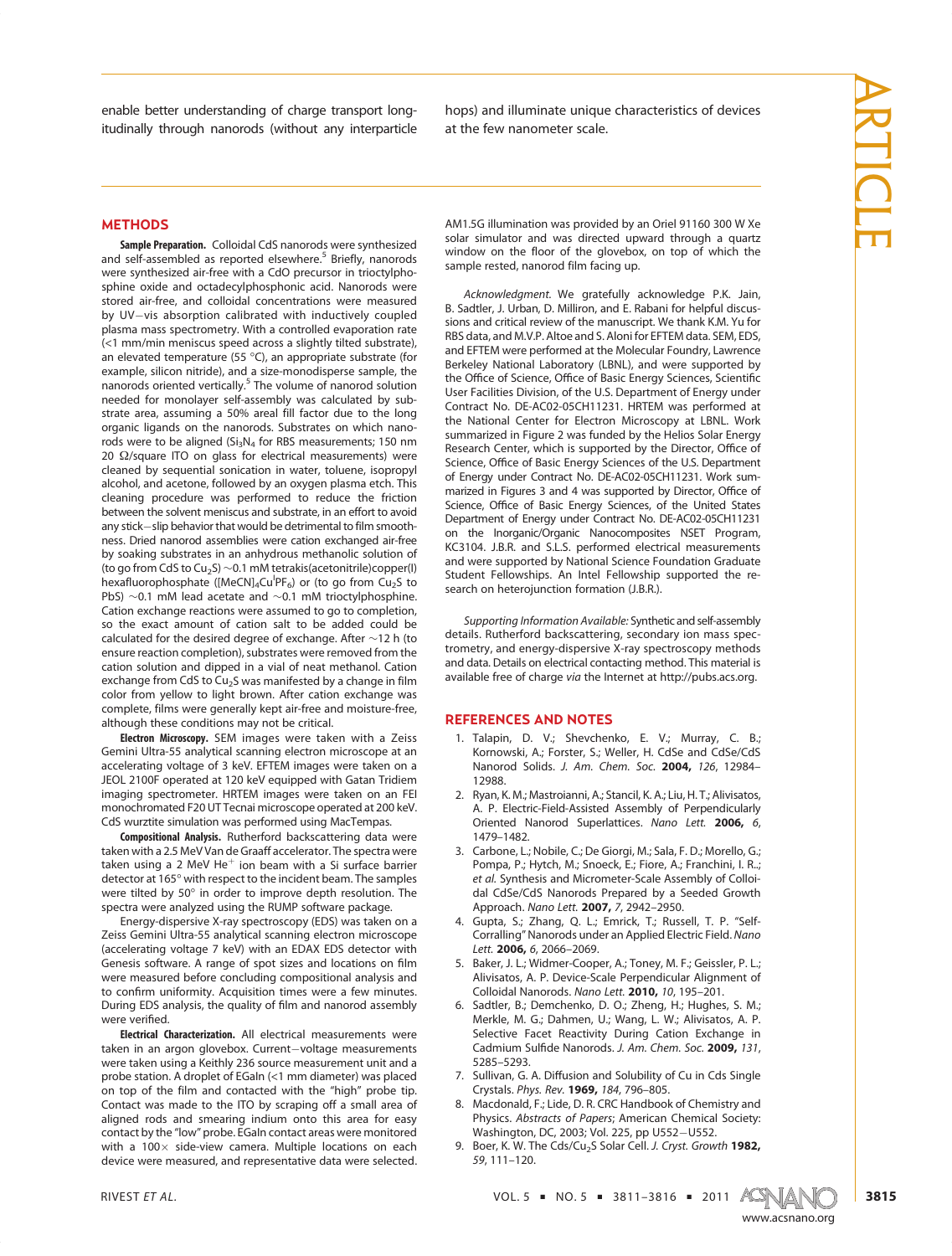enable better understanding of charge transport longitudinally through nanorods (without any interparticle hops) and illuminate unique characteristics of devices at the few nanometer scale.

## METHODS

**Sample Preparation.** Colloidal CdS nanorods were synthesized and self-assembled as reported elsewhere.[5] Briefly, nanorods were synthesized air-free with a CdO precursor in trioctylphosphine oxide and octadecylphosphonic acid. Nanorods were stored air-free, and colloidal concentrations were measured by UV−vis absorption calibrated with inductively coupled plasma mass spectrometry. With a controlled evaporation rate (<1 mm/min meniscus speed across a slightly tilted substrate), an elevated temperature (55 °C), an appropriate substrate (for example, silicon nitride), and a size-monodisperse sample, the nanorods oriented vertically.[5] The volume of nanorod solution needed for monolayer self-assembly was calculated by substrate area, assuming a 50% areal fill factor due to the long organic ligands on the nanorods. Substrates on which nanorods were to be aligned ($Si_3N_4$ for RBS measurements; 150 nm 20 Ω/square ITO on glass for electrical measurements) were cleaned by sequential sonication in water, toluene, isopropyl alcohol, and acetone, followed by an oxygen plasma etch. This cleaning procedure was performed to reduce the friction between the solvent meniscus and substrate, in an effort to avoid any stick−slip behavior that would be detrimental to film smoothness. Dried nanorod assemblies were cation exchanged air-free by soaking substrates in an anhydrous methanolic solution of (to go from CdS to $Cu_2S$) ∼0.1 mM tetrakis(acetonitrile)copper(I) hexafluorophosphate ($[MeCN]_4Cu^IPF_6$) or (to go from $Cu_2S$ to PbS) ∼0.1 mM lead acetate and ∼0.1 mM trioctylphosphine. Cation exchange reactions were assumed to go to completion, so the exact amount of cation salt to be added could be calculated for the desired degree of exchange. After ∼12 h (to ensure reaction completion), substrates were removed from the cation solution and dipped in a vial of neat methanol. Cation exchange from CdS to $Cu_2S$ was manifested by a change in film color from yellow to light brown. After cation exchange was complete, films were generally kept air-free and moisture-free, although these conditions may not be critical.

**Electron Microscopy.** SEM images were taken with a Zeiss Gemini Ultra-55 analytical scanning electron microscope at an accelerating voltage of 3 keV. EFTEM images were taken on a JEOL 2100F operated at 120 keV equipped with Gatan Tridiem imaging spectrometer. HRTEM images were taken on an FEI monochromated F20 UT Tecnai microscope operated at 200 keV. CdS wurtzite simulation was performed using MacTempas.

**Compositional Analysis.** Rutherford backscattering data were taken with a 2.5 MeV Van de Graaff accelerator. The spectra were taken using a 2 MeV $He^+$ ion beam with a Si surface barrier detector at 165° with respect to the incident beam. The samples were tilted by 50° in order to improve depth resolution. The spectra were analyzed using the RUMP software package.

Energy-dispersive X-ray spectroscopy (EDS) was taken on a Zeiss Gemini Ultra-55 analytical scanning electron microscope (accelerating voltage 7 keV) with an EDAX EDS detector with Genesis software. A range of spot sizes and locations on film were measured before concluding compositional analysis and to confirm uniformity. Acquisition times were a few minutes. During EDS analysis, the quality of film and nanorod assembly were verified.

**Electrical Characterization.** All electrical measurements were taken in an argon glovebox. Current−voltage measurements were taken using a Keithly 236 source measurement unit and a probe station. A droplet of EGaIn (<1 mm diameter) was placed on top of the film and contacted with the "high" probe tip. Contact was made to the ITO by scraping off a small area of aligned rods and smearing indium onto this area for easy contact by the "low" probe. EGaIn contact areas were monitored with a 100× side-view camera. Multiple locations on each device were measured, and representative data were selected. AM1.5G illumination was provided by an Oriel 91160 300 W Xe solar simulator and was directed upward through a quartz window on the floor of the glovebox, on top of which the sample rested, nanorod film facing up.

*Acknowledgment.* We gratefully acknowledge P.K. Jain, B. Sadtler, J. Urban, D. Milliron, and E. Rabani for helpful discussions and critical review of the manuscript. We thank K.M. Yu for RBS data, and M.V.P. Altoe and S. Aloni for EFTEM data. SEM, EDS, and EFTEM were performed at the Molecular Foundry, Lawrence Berkeley National Laboratory (LBNL), and were supported by the Office of Science, Office of Basic Energy Sciences, Scientific User Facilities Division, of the U.S. Department of Energy under Contract No. DE-AC02-05CH11231. HRTEM was performed at the National Center for Electron Microscopy at LBNL. Work summarized in Figure 2 was funded by the Helios Solar Energy Research Center, which is supported by the Director, Office of Science, Office of Basic Energy Sciences of the U.S. Department of Energy under Contract No. DE-AC02-05CH11231. Work summarized in Figures 3 and 4 was supported by Director, Office of Science, Office of Basic Energy Sciences, of the United States Department of Energy under Contract No. DE-AC02-05CH11231 on the Inorganic/Organic Nanocomposites NSET Program, KC3104. J.B.R. and S.L.S. performed electrical measurements and were supported by National Science Foundation Graduate Student Fellowships. An Intel Fellowship supported the research on heterojunction formation (J.B.R.).

*Supporting Information Available:* Synthetic and self-assembly details. Rutherford backscattering, secondary ion mass spectrometry, and energy-dispersive X-ray spectroscopy methods and data. Details on electrical contacting method. This material is available free of charge *via* the Internet at http://pubs.acs.org.

## REFERENCES AND NOTES

1. Talapin, D. V.; Shevchenko, E. V.; Murray, C. B.; Kornowski, A.; Forster, S.; Weller, H. CdSe and CdSe/CdS Nanorod Solids. *J. Am. Chem. Soc.* **2004,** *126*, 12984–12988.
2. Ryan, K. M.; Mastroianni, A.; Stancil, K. A.; Liu, H. T.; Alivisatos, A. P. Electric-Field-Assisted Assembly of Perpendicularly Oriented Nanorod Superlattices. *Nano Lett.* **2006,** *6*, 1479–1482.
3. Carbone, L.; Nobile, C.; De Giorgi, M.; Sala, F. D.; Morello, G.; Pompa, P.; Hytch, M.; Snoeck, E.; Fiore, A.; Franchini, I. R.; *et al.* Synthesis and Micrometer-Scale Assembly of Colloidal CdSe/CdS Nanorods Prepared by a Seeded Growth Approach. *Nano Lett.* **2007,** *7*, 2942–2950.
4. Gupta, S.; Zhang, Q. L.; Emrick, T.; Russell, T. P. "Self-Corralling" Nanorods under an Applied Electric Field. *Nano Lett.* **2006,** *6*, 2066–2069.
5. Baker, J. L.; Widmer-Cooper, A.; Toney, M. F.; Geissler, P. L.; Alivisatos, A. P. Device-Scale Perpendicular Alignment of Colloidal Nanorods. *Nano Lett.* **2010,** *10*, 195–201.
6. Sadtler, B.; Demchenko, D. O.; Zheng, H.; Hughes, S. M.; Merkle, M. G.; Dahmen, U.; Wang, L. W.; Alivisatos, A. P. Selective Facet Reactivity During Cation Exchange in Cadmium Sulfide Nanorods. *J. Am. Chem. Soc.* **2009,** *131*, 5285–5293.
7. Sullivan, G. A. Diffusion and Solubility of Cu in Cds Single Crystals. *Phys. Rev.* **1969,** *184*, 796–805.
8. Macdonald, F.; Lide, D. R. CRC Handbook of Chemistry and Physics. *Abstracts of Papers*; American Chemical Society: Washington, DC, 2003; Vol. 225, pp U552−U552.
9. Boer, K. W. The Cds/$Cu_2S$ Solar Cell. *J. Cryst. Growth* **1982,** *59*, 111–120.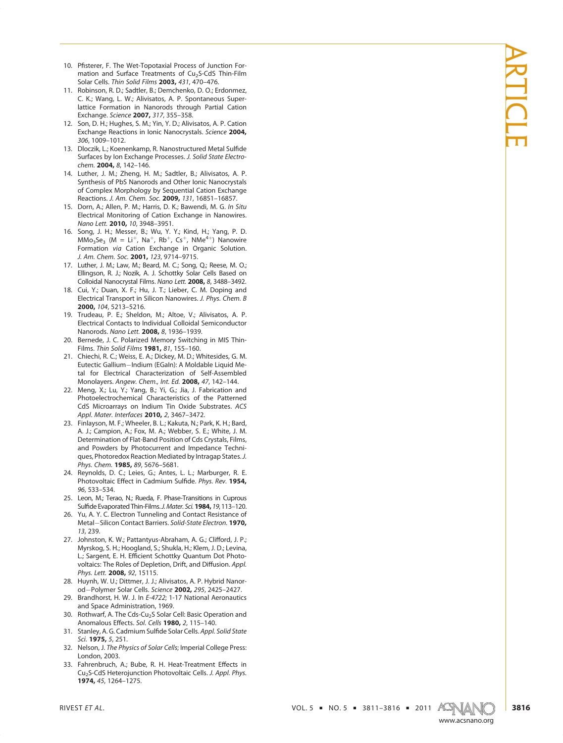10. Pfisterer, F. The Wet-Topotaxial Process of Junction Formation and Surface Treatments of $Cu_2S$-CdS Thin-Film Solar Cells. *Thin Solid Films* **2003,** *431*, 470–476.
11. Robinson, R. D.; Sadtler, B.; Demchenko, D. O.; Erdonmez, C. K.; Wang, L. W.; Alivisatos, A. P. Spontaneous Superlattice Formation in Nanorods through Partial Cation Exchange. *Science* **2007,** *317*, 355–358.
12. Son, D. H.; Hughes, S. M.; Yin, Y. D.; Alivisatos, A. P. Cation Exchange Reactions in Ionic Nanocrystals. *Science* **2004,** *306*, 1009–1012.
13. Dloczik, L.; Koenenkamp, R. Nanostructured Metal Sulfide Surfaces by Ion Exchange Processes. *J. Solid State Electrochem.* **2004,** *8*, 142–146.
14. Luther, J. M.; Zheng, H. M.; Sadtler, B.; Alivisatos, A. P. Synthesis of PbS Nanorods and Other Ionic Nanocrystals of Complex Morphology by Sequential Cation Exchange Reactions. *J. Am. Chem. Soc.* **2009,** *131*, 16851–16857.
15. Dorn, A.; Allen, P. M.; Harris, D. K.; Bawendi, M. G. *In Situ* Electrical Monitoring of Cation Exchange in Nanowires. *Nano Lett.* **2010,** *10*, 3948–3951.
16. Song, J. H.; Messer, B.; Wu, Y. Y.; Kind, H.; Yang, P. D. $MMo_3Se_3$ (M = $Li^+$, $Na^+$, $Rb^+$, $Cs^+$, $NMe^{4+}$) Nanowire Formation *via* Cation Exchange in Organic Solution. *J. Am. Chem. Soc.* **2001,** *123*, 9714–9715.
17. Luther, J. M.; Law, M.; Beard, M. C.; Song, Q.; Reese, M. O.; Ellingson, R. J.; Nozik, A. J. Schottky Solar Cells Based on Colloidal Nanocrystal Films. *Nano Lett.* **2008,** *8*, 3488–3492.
18. Cui, Y.; Duan, X. F.; Hu, J. T.; Lieber, C. M. Doping and Electrical Transport in Silicon Nanowires. *J. Phys. Chem. B* **2000,** *104*, 5213–5216.
19. Trudeau, P. E.; Sheldon, M.; Altoe, V.; Alivisatos, A. P. Electrical Contacts to Individual Colloidal Semiconductor Nanorods. *Nano Lett.* **2008,** *8*, 1936–1939.
20. Bernede, J. C. Polarized Memory Switching in MIS Thin-Films. *Thin Solid Films* **1981,** *81*, 155–160.
21. Chiechi, R. C.; Weiss, E. A.; Dickey, M. D.; Whitesides, G. M. Eutectic Gallium−Indium (EGaIn): A Moldable Liquid Metal for Electrical Characterization of Self-Assembled Monolayers. *Angew. Chem., Int. Ed.* **2008,** *47*, 142–144.
22. Meng, X.; Lu, Y.; Yang, B.; Yi, G.; Jia, J. Fabrication and Photoelectrochemical Characteristics of the Patterned CdS Microarrays on Indium Tin Oxide Substrates. *ACS Appl. Mater. Interfaces* **2010,** *2*, 3467–3472.
23. Finlayson, M. F.; Wheeler, B. L.; Kakuta, N.; Park, K. H.; Bard, A. J.; Campion, A.; Fox, M. A.; Webber, S. E.; White, J. M. Determination of Flat-Band Position of Cds Crystals, Films, and Powders by Photocurrent and Impedance Techniques, Photoredox Reaction Mediated by Intragap States. *J. Phys. Chem.* **1985,** *89*, 5676–5681.
24. Reynolds, D. C.; Leies, G.; Antes, L. L.; Marburger, R. E. Photovoltaic Effect in Cadmium Sulfide. *Phys. Rev.* **1954,** *96*, 533–534.
25. Leon, M.; Terao, N.; Rueda, F. Phase-Transitions in Cuprous Sulfide Evaporated Thin-Films. *J. Mater. Sci.* **1984,** *19*, 113–120.
26. Yu, A. Y. C. Electron Tunneling and Contact Resistance of Metal−Silicon Contact Barriers. *Solid-State Electron.* **1970,** *13*, 239.
27. Johnston, K. W.; Pattantyus-Abraham, A. G.; Clifford, J. P.; Myrskog, S. H.; Hoogland, S.; Shukla, H.; Klem, J. D.; Levina, L.; Sargent, E. H. Efficient Schottky Quantum Dot Photovoltaics: The Roles of Depletion, Drift, and Diffusion. *Appl. Phys. Lett.* **2008,** *92*, 15115.
28. Huynh, W. U.; Dittmer, J. J.; Alivisatos, A. P. Hybrid Nanorod−Polymer Solar Cells. *Science* **2002,** *295*, 2425–2427.
29. Brandhorst, H. W. J. In *E-4722*; 1-17 National Aeronautics and Space Administration, 1969.
30. Rothwarf, A. The Cds-$Cu_2S$ Solar Cell: Basic Operation and Anomalous Effects. *Sol. Cells* **1980,** *2*, 115–140.
31. Stanley, A. G. Cadmium Sulfide Solar Cells. *Appl. Solid State Sci.* **1975,** *5*, 251.
32. Nelson, J. *The Physics of Solar Cells*; Imperial College Press: London, 2003.
33. Fahrenbruch, A.; Bube, R. H. Heat-Treatment Effects in $Cu_2S$-CdS Heterojunction Photovoltaic Cells. *J. Appl. Phys.* **1974,** *45*, 1264–1275.